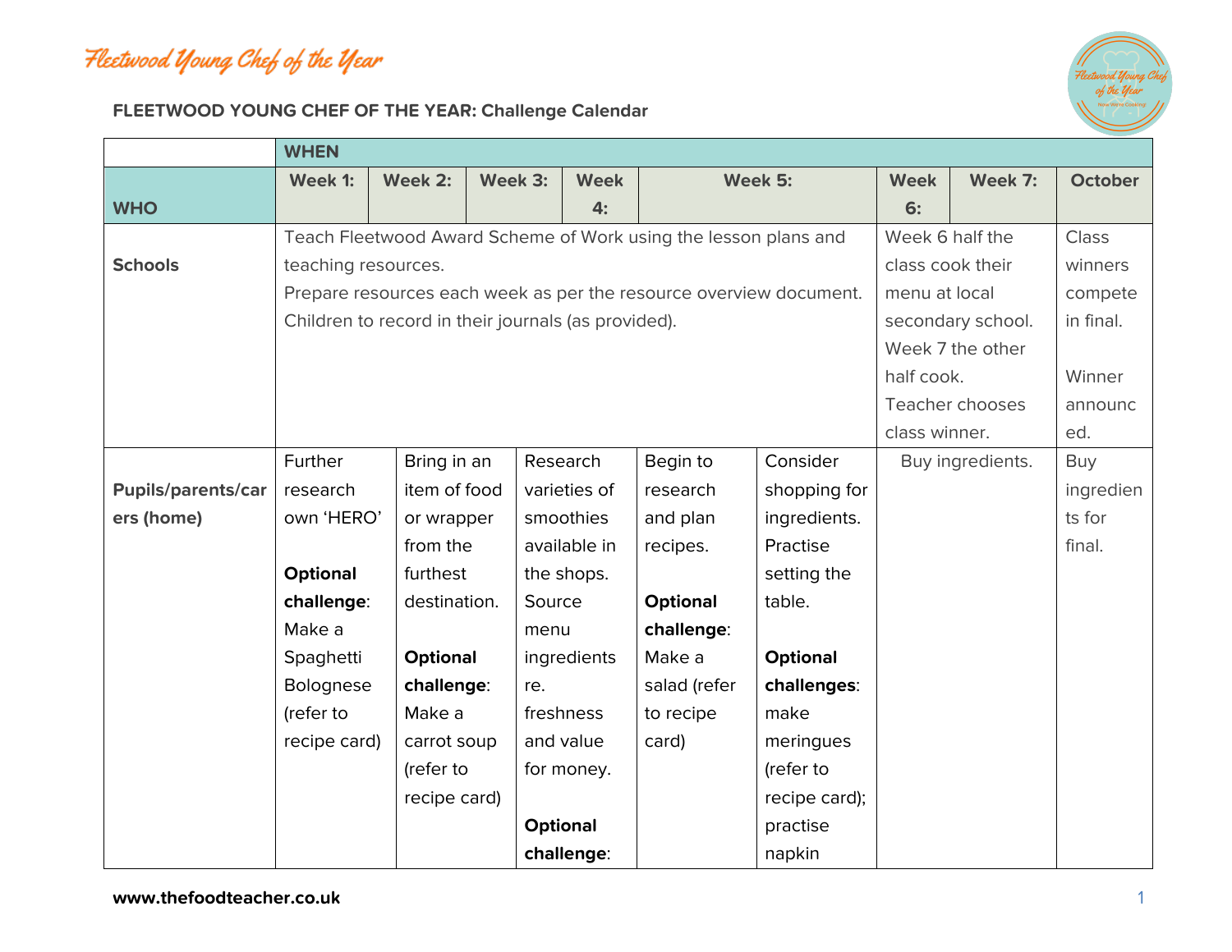Fleetwood Young Chef of the Year

**FLEETWOOD YOUNG CHEF OF THE YEAR: Challenge Calendar**

| | WHEN | | | | | | | |
|---|---|---|---|---|---|---|---|---|
| **WHO** | **Week 1:** | **Week 2:** | **Week 3:** | **Week 4:** | **Week 5:** | **Week 6:** | **Week 7:** | **October** |
| **Schools** | Teach Fleetwood Award Scheme of Work using the lesson plans and teaching resources. Prepare resources each week as per the resource overview document. Children to record in their journals (as provided). | | | | | Week 6 half the class cook their menu at local secondary school. Week 7 the other half cook. Teacher chooses class winner. | | Class winners compete in final. Winner announced. |
| **Pupils/parents/carers (home)** | Further research own 'HERO' **Optional challenge**: Make a Spaghetti Bolognese (refer to recipe card) | Bring in an item of food or wrapper from the furthest destination. **Optional challenge**: Make a carrot soup (refer to recipe card) | Research varieties of smoothies available in the shops. Source menu ingredients re. freshness and value for money. **Optional challenge**: | Begin to research and plan recipes. **Optional challenge**: Make a salad (refer to recipe card) | Consider shopping for ingredients. Practise setting the table. **Optional challenges**: make meringues (refer to recipe card); practise napkin | Buy ingredients. | | Buy ingredients for final. |

**www.thefoodteacher.co.uk**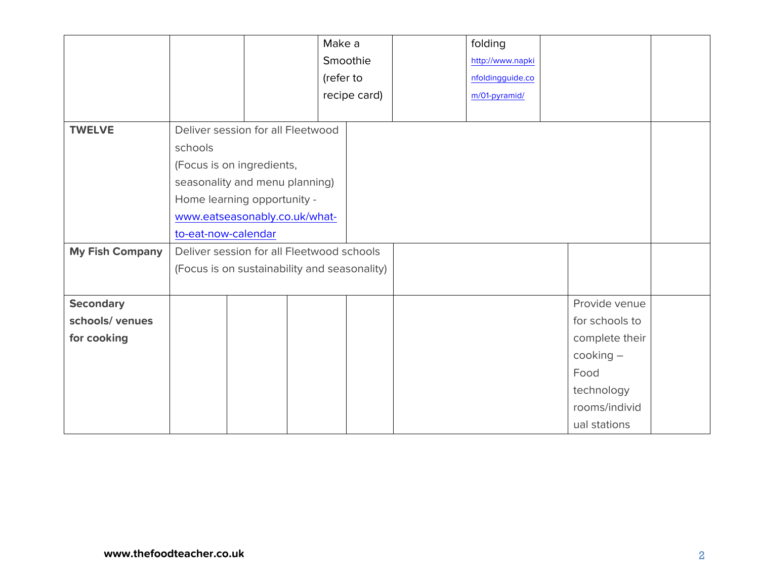| | | | | | | | |
|---|---|---|---|---|---|---|---|
| | | | Make a Smoothie (refer to recipe card) | | folding http://www.napkinfoldingguide.com/01-pyramid/ | | |
| **TWELVE** | Deliver session for all Fleetwood schools (Focus is on ingredients, seasonality and menu planning) Home learning opportunity - www.eatseasonably.co.uk/what-to-eat-now-calendar | | | | | | |
| **My Fish Company** | Deliver session for all Fleetwood schools (Focus is on sustainability and seasonality) | | | | | | |
| **Secondary schools/ venues for cooking** | | | | | | Provide venue for schools to complete their cooking – Food technology rooms/individual stations | |